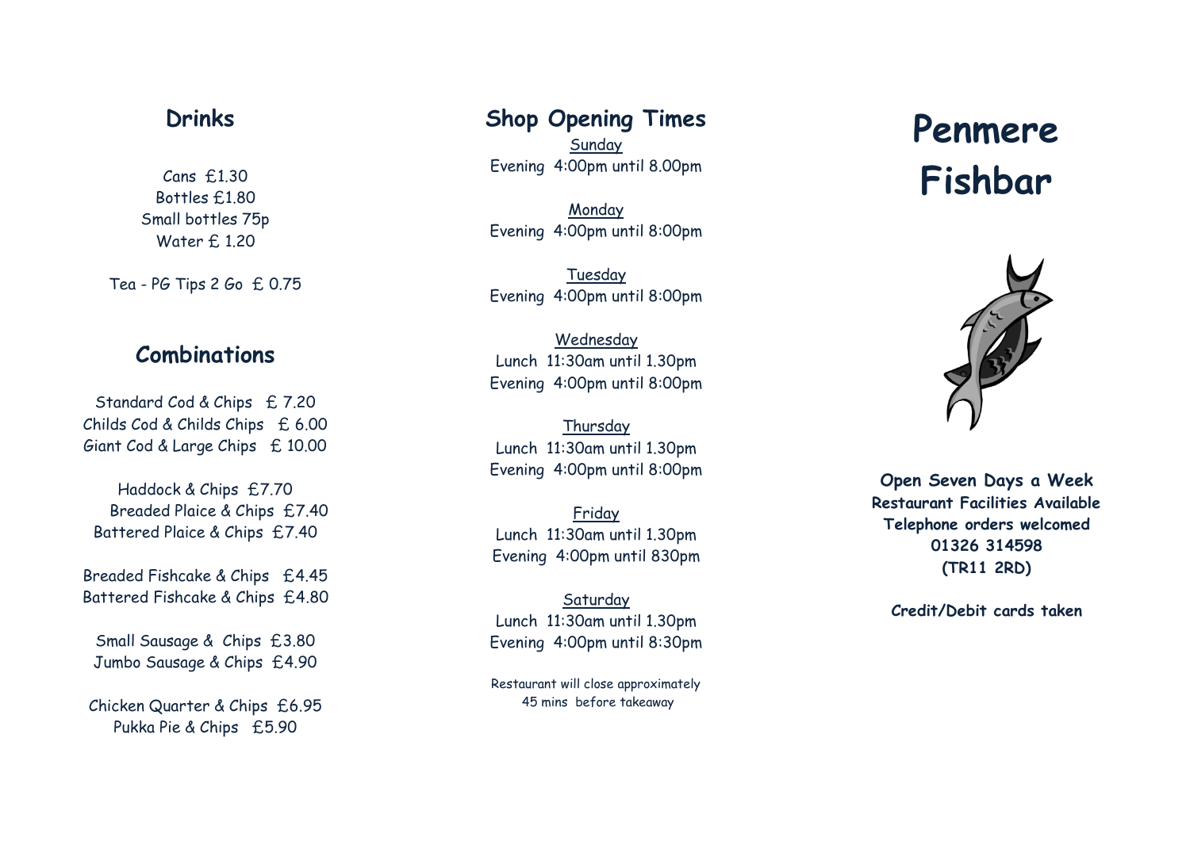## Drinks

Cans £1.30
Bottles £1.80
Small bottles 75p
Water £ 1.20

Tea - PG Tips 2 Go £ 0.75

## Combinations

Standard Cod & Chips £ 7.20
Childs Cod & Childs Chips £ 6.00
Giant Cod & Large Chips £ 10.00

Haddock & Chips £7.70
Breaded Plaice & Chips £7.40
Battered Plaice & Chips £7.40

Breaded Fishcake & Chips £4.45
Battered Fishcake & Chips £4.80

Small Sausage & Chips £3.80
Jumbo Sausage & Chips £4.90

Chicken Quarter & Chips £6.95
Pukka Pie & Chips £5.90

## Shop Opening Times

Sunday
Evening 4:00pm until 8.00pm

Monday
Evening 4:00pm until 8:00pm

Tuesday
Evening 4:00pm until 8:00pm

Wednesday
Lunch 11:30am until 1.30pm
Evening 4:00pm until 8:00pm

Thursday
Lunch 11:30am until 1.30pm
Evening 4:00pm until 8:00pm

Friday
Lunch 11:30am until 1.30pm
Evening 4:00pm until 830pm

Saturday
Lunch 11:30am until 1.30pm
Evening 4:00pm until 8:30pm

Restaurant will close approximately 45 mins before takeaway

# Penmere Fishbar

**Open Seven Days a Week**
**Restaurant Facilities Available**
**Telephone orders welcomed**
**01326 314598**
**(TR11 2RD)**

**Credit/Debit cards taken**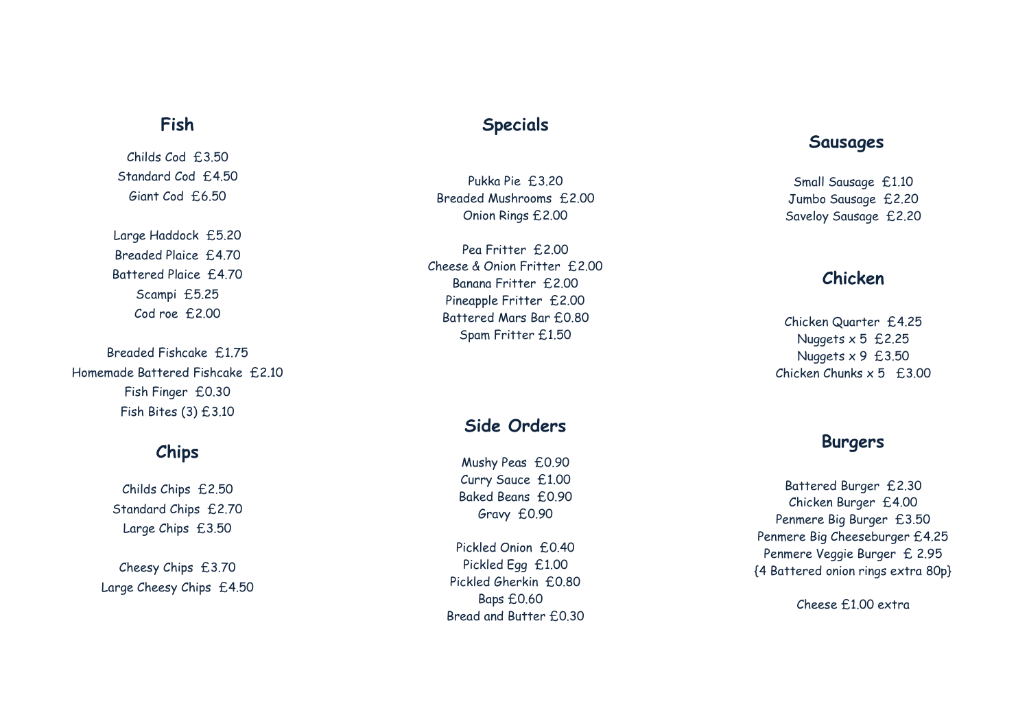## Fish

Childs Cod £3.50
Standard Cod £4.50
Giant Cod £6.50

Large Haddock £5.20
Breaded Plaice £4.70
Battered Plaice £4.70
Scampi £5.25
Cod roe £2.00

Breaded Fishcake £1.75
Homemade Battered Fishcake £2.10
Fish Finger £0.30
Fish Bites (3) £3.10

## Chips

Childs Chips £2.50
Standard Chips £2.70
Large Chips £3.50

Cheesy Chips £3.70
Large Cheesy Chips £4.50

## Specials

Pukka Pie £3.20
Breaded Mushrooms £2.00
Onion Rings £2.00

Pea Fritter £2.00
Cheese & Onion Fritter £2.00
Banana Fritter £2.00
Pineapple Fritter £2.00
Battered Mars Bar £0.80
Spam Fritter £1.50

## Side Orders

Mushy Peas £0.90
Curry Sauce £1.00
Baked Beans £0.90
Gravy £0.90

Pickled Onion £0.40
Pickled Egg £1.00
Pickled Gherkin £0.80
Baps £0.60
Bread and Butter £0.30

## Sausages

Small Sausage £1.10
Jumbo Sausage £2.20
Saveloy Sausage £2.20

## Chicken

Chicken Quarter £4.25
Nuggets x 5 £2.25
Nuggets x 9 £3.50
Chicken Chunks x 5 £3.00

## Burgers

Battered Burger £2.30
Chicken Burger £4.00
Penmere Big Burger £3.50
Penmere Big Cheeseburger £4.25
Penmere Veggie Burger £ 2.95
{4 Battered onion rings extra 80p}

Cheese £1.00 extra